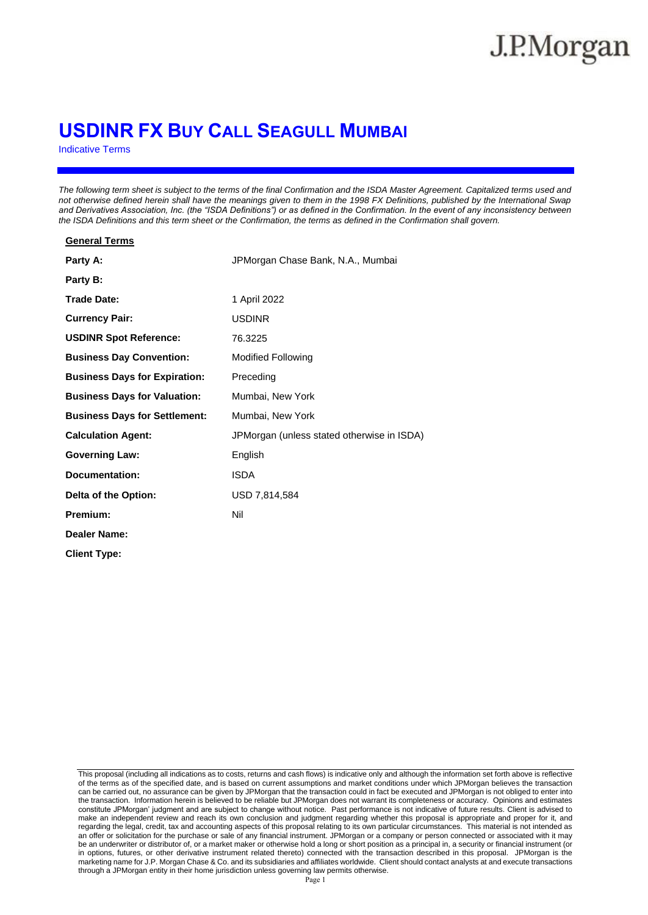J.P.Morgan

# USDINR FX BUY CALL SEAGULL MUMBAI

Indicative Terms

*The following term sheet is subject to the terms of the final Confirmation and the ISDA Master Agreement. Capitalized terms used and not otherwise defined herein shall have the meanings given to them in the 1998 FX Definitions, published by the International Swap and Derivatives Association, Inc. (the "ISDA Definitions") or as defined in the Confirmation. In the event of any inconsistency between the ISDA Definitions and this term sheet or the Confirmation, the terms as defined in the Confirmation shall govern.*

**General Terms**

| | |
|---|---|
| **Party A:** | JPMorgan Chase Bank, N.A., Mumbai |
| **Party B:** | |
| **Trade Date:** | 1 April 2022 |
| **Currency Pair:** | USDINR |
| **USDINR Spot Reference:** | 76.3225 |
| **Business Day Convention:** | Modified Following |
| **Business Days for Expiration:** | Preceding |
| **Business Days for Valuation:** | Mumbai, New York |
| **Business Days for Settlement:** | Mumbai, New York |
| **Calculation Agent:** | JPMorgan (unless stated otherwise in ISDA) |
| **Governing Law:** | English |
| **Documentation:** | ISDA |
| **Delta of the Option:** | USD 7,814,584 |
| **Premium:** | Nil |
| **Dealer Name:** | |
| **Client Type:** | |

This proposal (including all indications as to costs, returns and cash flows) is indicative only and although the information set forth above is reflective of the terms as of the specified date, and is based on current assumptions and market conditions under which JPMorgan believes the transaction can be carried out, no assurance can be given by JPMorgan that the transaction could in fact be executed and JPMorgan is not obliged to enter into the transaction. Information herein is believed to be reliable but JPMorgan does not warrant its completeness or accuracy. Opinions and estimates constitute JPMorgan' judgment and are subject to change without notice. Past performance is not indicative of future results. Client is advised to make an independent review and reach its own conclusion and judgment regarding whether this proposal is appropriate and proper for it, and regarding the legal, credit, tax and accounting aspects of this proposal relating to its own particular circumstances. This material is not intended as an offer or solicitation for the purchase or sale of any financial instrument. JPMorgan or a company or person connected or associated with it may be an underwriter or distributor of, or a market maker or otherwise hold a long or short position as a principal in, a security or financial instrument (or in options, futures, or other derivative instrument related thereto) connected with the transaction described in this proposal. JPMorgan is the marketing name for J.P. Morgan Chase & Co. and its subsidiaries and affiliates worldwide. Client should contact analysts at and execute transactions through a JPMorgan entity in their home jurisdiction unless governing law permits otherwise.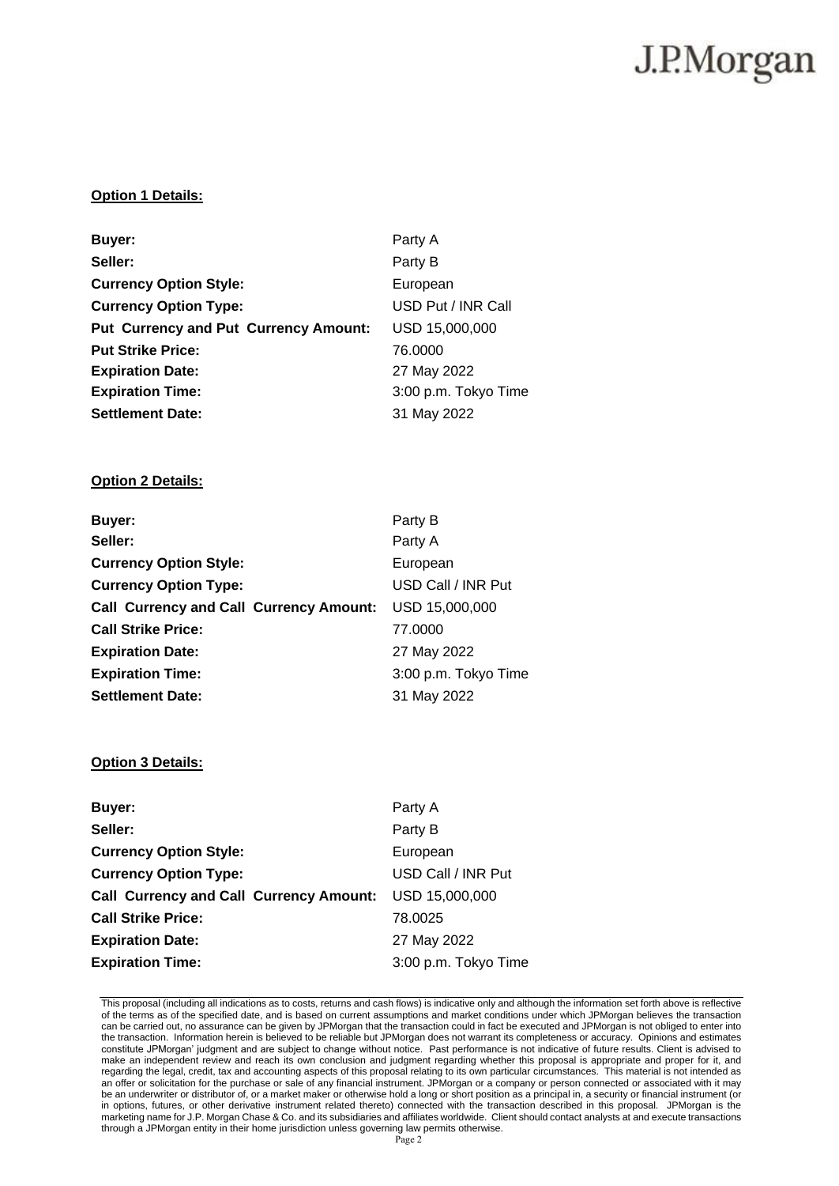**Option 1 Details:**

| | |
|---|---|
| **Buyer:** | Party A |
| **Seller:** | Party B |
| **Currency Option Style:** | European |
| **Currency Option Type:** | USD Put / INR Call |
| **Put Currency and Put Currency Amount:** | USD 15,000,000 |
| **Put Strike Price:** | 76.0000 |
| **Expiration Date:** | 27 May 2022 |
| **Expiration Time:** | 3:00 p.m. Tokyo Time |
| **Settlement Date:** | 31 May 2022 |

**Option 2 Details:**

| | |
|---|---|
| **Buyer:** | Party B |
| **Seller:** | Party A |
| **Currency Option Style:** | European |
| **Currency Option Type:** | USD Call / INR Put |
| **Call Currency and Call Currency Amount:** | USD 15,000,000 |
| **Call Strike Price:** | 77.0000 |
| **Expiration Date:** | 27 May 2022 |
| **Expiration Time:** | 3:00 p.m. Tokyo Time |
| **Settlement Date:** | 31 May 2022 |

**Option 3 Details:**

| | |
|---|---|
| **Buyer:** | Party A |
| **Seller:** | Party B |
| **Currency Option Style:** | European |
| **Currency Option Type:** | USD Call / INR Put |
| **Call Currency and Call Currency Amount:** | USD 15,000,000 |
| **Call Strike Price:** | 78.0025 |
| **Expiration Date:** | 27 May 2022 |
| **Expiration Time:** | 3:00 p.m. Tokyo Time |

This proposal (including all indications as to costs, returns and cash flows) is indicative only and although the information set forth above is reflective of the terms as of the specified date, and is based on current assumptions and market conditions under which JPMorgan believes the transaction can be carried out, no assurance can be given by JPMorgan that the transaction could in fact be executed and JPMorgan is not obliged to enter into the transaction. Information herein is believed to be reliable but JPMorgan does not warrant its completeness or accuracy. Opinions and estimates constitute JPMorgan' judgment and are subject to change without notice. Past performance is not indicative of future results. Client is advised to make an independent review and reach its own conclusion and judgment regarding whether this proposal is appropriate and proper for it, and regarding the legal, credit, tax and accounting aspects of this proposal relating to its own particular circumstances. This material is not intended as an offer or solicitation for the purchase or sale of any financial instrument. JPMorgan or a company or person connected or associated with it may be an underwriter or distributor of, or a market maker or otherwise hold a long or short position as a principal in, a security or financial instrument (or in options, futures, or other derivative instrument related thereto) connected with the transaction described in this proposal. JPMorgan is the marketing name for J.P. Morgan Chase & Co. and its subsidiaries and affiliates worldwide. Client should contact analysts at and execute transactions through a JPMorgan entity in their home jurisdiction unless governing law permits otherwise.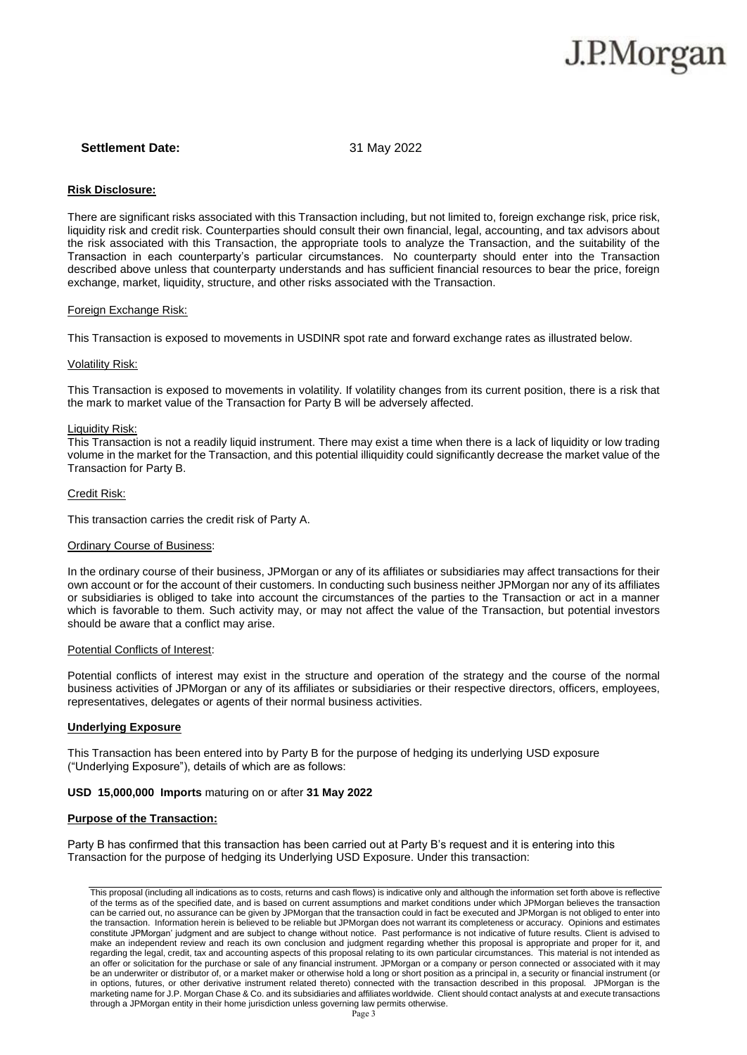**Settlement Date:** 31 May 2022

**Risk Disclosure:**

There are significant risks associated with this Transaction including, but not limited to, foreign exchange risk, price risk, liquidity risk and credit risk. Counterparties should consult their own financial, legal, accounting, and tax advisors about the risk associated with this Transaction, the appropriate tools to analyze the Transaction, and the suitability of the Transaction in each counterparty's particular circumstances. No counterparty should enter into the Transaction described above unless that counterparty understands and has sufficient financial resources to bear the price, foreign exchange, market, liquidity, structure, and other risks associated with the Transaction.

Foreign Exchange Risk:

This Transaction is exposed to movements in USDINR spot rate and forward exchange rates as illustrated below.

Volatility Risk:

This Transaction is exposed to movements in volatility. If volatility changes from its current position, there is a risk that the mark to market value of the Transaction for Party B will be adversely affected.

Liquidity Risk:

This Transaction is not a readily liquid instrument. There may exist a time when there is a lack of liquidity or low trading volume in the market for the Transaction, and this potential illiquidity could significantly decrease the market value of the Transaction for Party B.

Credit Risk:

This transaction carries the credit risk of Party A.

Ordinary Course of Business:

In the ordinary course of their business, JPMorgan or any of its affiliates or subsidiaries may affect transactions for their own account or for the account of their customers. In conducting such business neither JPMorgan nor any of its affiliates or subsidiaries is obliged to take into account the circumstances of the parties to the Transaction or act in a manner which is favorable to them. Such activity may, or may not affect the value of the Transaction, but potential investors should be aware that a conflict may arise.

Potential Conflicts of Interest:

Potential conflicts of interest may exist in the structure and operation of the strategy and the course of the normal business activities of JPMorgan or any of its affiliates or subsidiaries or their respective directors, officers, employees, representatives, delegates or agents of their normal business activities.

**Underlying Exposure**

This Transaction has been entered into by Party B for the purpose of hedging its underlying USD exposure ("Underlying Exposure"), details of which are as follows:

**USD 15,000,000 Imports** maturing on or after **31 May 2022**

**Purpose of the Transaction:**

Party B has confirmed that this transaction has been carried out at Party B's request and it is entering into this Transaction for the purpose of hedging its Underlying USD Exposure. Under this transaction:

This proposal (including all indications as to costs, returns and cash flows) is indicative only and although the information set forth above is reflective of the terms as of the specified date, and is based on current assumptions and market conditions under which JPMorgan believes the transaction can be carried out, no assurance can be given by JPMorgan that the transaction could in fact be executed and JPMorgan is not obliged to enter into the transaction. Information herein is believed to be reliable but JPMorgan does not warrant its completeness or accuracy. Opinions and estimates constitute JPMorgan' judgment and are subject to change without notice. Past performance is not indicative of future results. Client is advised to make an independent review and reach its own conclusion and judgment regarding whether this proposal is appropriate and proper for it, and regarding the legal, credit, tax and accounting aspects of this proposal relating to its own particular circumstances. This material is not intended as an offer or solicitation for the purchase or sale of any financial instrument. JPMorgan or a company or person connected or associated with it may be an underwriter or distributor of, or a market maker or otherwise hold a long or short position as a principal in, a security or financial instrument (or in options, futures, or other derivative instrument related thereto) connected with the transaction described in this proposal. JPMorgan is the marketing name for J.P. Morgan Chase & Co. and its subsidiaries and affiliates worldwide. Client should contact analysts at and execute transactions through a JPMorgan entity in their home jurisdiction unless governing law permits otherwise.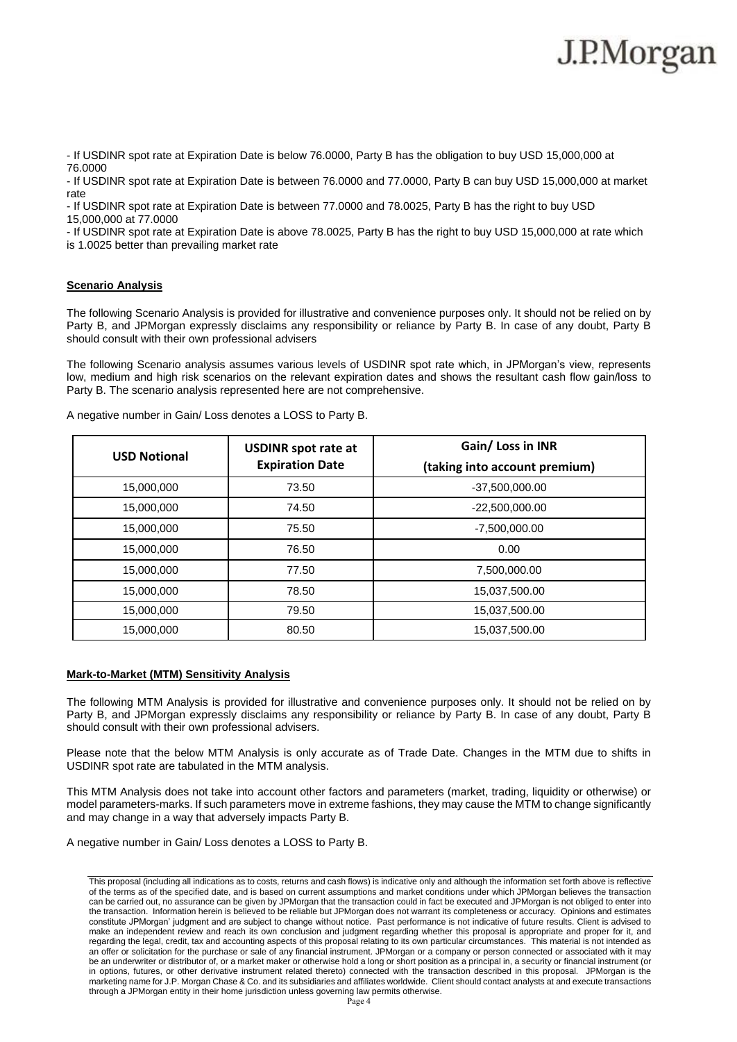- If USDINR spot rate at Expiration Date is below 76.0000, Party B has the obligation to buy USD 15,000,000 at 76.0000
- If USDINR spot rate at Expiration Date is between 76.0000 and 77.0000, Party B can buy USD 15,000,000 at market rate
- If USDINR spot rate at Expiration Date is between 77.0000 and 78.0025, Party B has the right to buy USD 15,000,000 at 77.0000
- If USDINR spot rate at Expiration Date is above 78.0025, Party B has the right to buy USD 15,000,000 at rate which is 1.0025 better than prevailing market rate

**Scenario Analysis**

The following Scenario Analysis is provided for illustrative and convenience purposes only. It should not be relied on by Party B, and JPMorgan expressly disclaims any responsibility or reliance by Party B. In case of any doubt, Party B should consult with their own professional advisers

The following Scenario analysis assumes various levels of USDINR spot rate which, in JPMorgan's view, represents low, medium and high risk scenarios on the relevant expiration dates and shows the resultant cash flow gain/loss to Party B. The scenario analysis represented here are not comprehensive.

A negative number in Gain/ Loss denotes a LOSS to Party B.

| USD Notional | USDINR spot rate at Expiration Date | Gain/ Loss in INR (taking into account premium) |
|---|---|---|
| 15,000,000 | 73.50 | -37,500,000.00 |
| 15,000,000 | 74.50 | -22,500,000.00 |
| 15,000,000 | 75.50 | -7,500,000.00 |
| 15,000,000 | 76.50 | 0.00 |
| 15,000,000 | 77.50 | 7,500,000.00 |
| 15,000,000 | 78.50 | 15,037,500.00 |
| 15,000,000 | 79.50 | 15,037,500.00 |
| 15,000,000 | 80.50 | 15,037,500.00 |

**Mark-to-Market (MTM) Sensitivity Analysis**

The following MTM Analysis is provided for illustrative and convenience purposes only. It should not be relied on by Party B, and JPMorgan expressly disclaims any responsibility or reliance by Party B. In case of any doubt, Party B should consult with their own professional advisers.

Please note that the below MTM Analysis is only accurate as of Trade Date. Changes in the MTM due to shifts in USDINR spot rate are tabulated in the MTM analysis.

This MTM Analysis does not take into account other factors and parameters (market, trading, liquidity or otherwise) or model parameters-marks. If such parameters move in extreme fashions, they may cause the MTM to change significantly and may change in a way that adversely impacts Party B.

A negative number in Gain/ Loss denotes a LOSS to Party B.

This proposal (including all indications as to costs, returns and cash flows) is indicative only and although the information set forth above is reflective of the terms as of the specified date, and is based on current assumptions and market conditions under which JPMorgan believes the transaction can be carried out, no assurance can be given by JPMorgan that the transaction could in fact be executed and JPMorgan is not obliged to enter into the transaction. Information herein is believed to be reliable but JPMorgan does not warrant its completeness or accuracy. Opinions and estimates constitute JPMorgan' judgment and are subject to change without notice. Past performance is not indicative of future results. Client is advised to make an independent review and reach its own conclusion and judgment regarding whether this proposal is appropriate and proper for it, and regarding the legal, credit, tax and accounting aspects of this proposal relating to its own particular circumstances. This material is not intended as an offer or solicitation for the purchase or sale of any financial instrument. JPMorgan or a company or person connected or associated with it may be an underwriter or distributor of, or a market maker or otherwise hold a long or short position as a principal in, a security or financial instrument (or in options, futures, or other derivative instrument related thereto) connected with the transaction described in this proposal. JPMorgan is the marketing name for J.P. Morgan Chase & Co. and its subsidiaries and affiliates worldwide. Client should contact analysts at and execute transactions through a JPMorgan entity in their home jurisdiction unless governing law permits otherwise.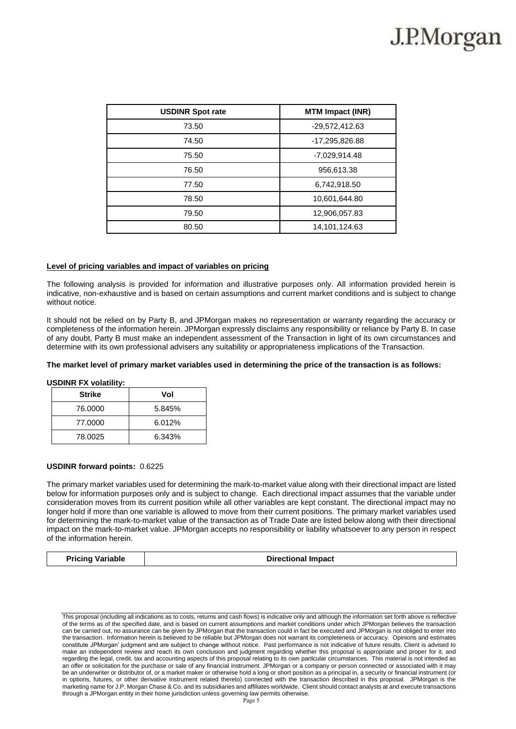| USDINR Spot rate | MTM Impact (INR) |
| --- | --- |
| 73.50 | -29,572,412.63 |
| 74.50 | -17,295,826.88 |
| 75.50 | -7,029,914.48 |
| 76.50 | 956,613.38 |
| 77.50 | 6,742,918.50 |
| 78.50 | 10,601,644.80 |
| 79.50 | 12,906,057.83 |
| 80.50 | 14,101,124.63 |

**Level of pricing variables and impact of variables on pricing**

The following analysis is provided for information and illustrative purposes only. All information provided herein is indicative, non-exhaustive and is based on certain assumptions and current market conditions and is subject to change without notice.

It should not be relied on by Party B, and JPMorgan makes no representation or warranty regarding the accuracy or completeness of the information herein. JPMorgan expressly disclaims any responsibility or reliance by Party B. In case of any doubt, Party B must make an independent assessment of the Transaction in light of its own circumstances and determine with its own professional advisers any suitability or appropriateness implications of the Transaction.

**The market level of primary market variables used in determining the price of the transaction is as follows:**

**USDINR FX volatility:**

| Strike | Vol |
| --- | --- |
| 76.0000 | 5.845% |
| 77.0000 | 6.012% |
| 78.0025 | 6.343% |

**USDINR forward points:** 0.6225

The primary market variables used for determining the mark-to-market value along with their directional impact are listed below for information purposes only and is subject to change. Each directional impact assumes that the variable under consideration moves from its current position while all other variables are kept constant. The directional impact may no longer hold if more than one variable is allowed to move from their current positions. The primary market variables used for determining the mark-to-market value of the transaction as of Trade Date are listed below along with their directional impact on the mark-to-market value. JPMorgan accepts no responsibility or liability whatsoever to any person in respect of the information herein.

| Pricing Variable | Directional Impact |
| --- | --- |

This proposal (including all indications as to costs, returns and cash flows) is indicative only and although the information set forth above is reflective of the terms as of the specified date, and is based on current assumptions and market conditions under which JPMorgan believes the transaction can be carried out, no assurance can be given by JPMorgan that the transaction could in fact be executed and JPMorgan is not obliged to enter into the transaction. Information herein is believed to be reliable but JPMorgan does not warrant its completeness or accuracy. Opinions and estimates constitute JPMorgan' judgment and are subject to change without notice. Past performance is not indicative of future results. Client is advised to make an independent review and reach its own conclusion and judgment regarding whether this proposal is appropriate and proper for it, and regarding the legal, credit, tax and accounting aspects of this proposal relating to its own particular circumstances. This material is not intended as an offer or solicitation for the purchase or sale of any financial instrument. JPMorgan or a company or person connected or associated with it may be an underwriter or distributor of, or a market maker or otherwise hold a long or short position as a principal in, a security or financial instrument (or in options, futures, or other derivative instrument related thereto) connected with the transaction described in this proposal. JPMorgan is the marketing name for J.P. Morgan Chase & Co. and its subsidiaries and affiliates worldwide. Client should contact analysts at and execute transactions through a JPMorgan entity in their home jurisdiction unless governing law permits otherwise.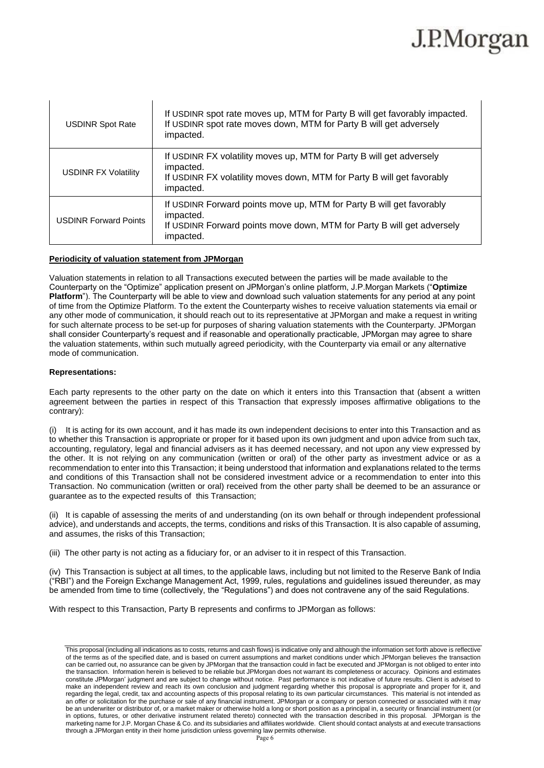| USDINR Spot Rate | If USDINR spot rate moves up, MTM for Party B will get favorably impacted. If USDINR spot rate moves down, MTM for Party B will get adversely impacted. |
|---|---|
| USDINR FX Volatility | If USDINR FX volatility moves up, MTM for Party B will get adversely impacted. If USDINR FX volatility moves down, MTM for Party B will get favorably impacted. |
| USDINR Forward Points | If USDINR Forward points move up, MTM for Party B will get favorably impacted. If USDINR Forward points move down, MTM for Party B will get adversely impacted. |

**Periodicity of valuation statement from JPMorgan**

Valuation statements in relation to all Transactions executed between the parties will be made available to the Counterparty on the "Optimize" application present on JPMorgan's online platform, J.P.Morgan Markets ("**Optimize Platform**"). The Counterparty will be able to view and download such valuation statements for any period at any point of time from the Optimize Platform. To the extent the Counterparty wishes to receive valuation statements via email or any other mode of communication, it should reach out to its representative at JPMorgan and make a request in writing for such alternate process to be set-up for purposes of sharing valuation statements with the Counterparty. JPMorgan shall consider Counterparty's request and if reasonable and operationally practicable, JPMorgan may agree to share the valuation statements, within such mutually agreed periodicity, with the Counterparty via email or any alternative mode of communication.

**Representations:**

Each party represents to the other party on the date on which it enters into this Transaction that (absent a written agreement between the parties in respect of this Transaction that expressly imposes affirmative obligations to the contrary):

(i) It is acting for its own account, and it has made its own independent decisions to enter into this Transaction and as to whether this Transaction is appropriate or proper for it based upon its own judgment and upon advice from such tax, accounting, regulatory, legal and financial advisers as it has deemed necessary, and not upon any view expressed by the other. It is not relying on any communication (written or oral) of the other party as investment advice or as a recommendation to enter into this Transaction; it being understood that information and explanations related to the terms and conditions of this Transaction shall not be considered investment advice or a recommendation to enter into this Transaction. No communication (written or oral) received from the other party shall be deemed to be an assurance or guarantee as to the expected results of this Transaction;

(ii) It is capable of assessing the merits of and understanding (on its own behalf or through independent professional advice), and understands and accepts, the terms, conditions and risks of this Transaction. It is also capable of assuming, and assumes, the risks of this Transaction;

(iii) The other party is not acting as a fiduciary for, or an adviser to it in respect of this Transaction.

(iv) This Transaction is subject at all times, to the applicable laws, including but not limited to the Reserve Bank of India ("RBI") and the Foreign Exchange Management Act, 1999, rules, regulations and guidelines issued thereunder, as may be amended from time to time (collectively, the "Regulations") and does not contravene any of the said Regulations.

With respect to this Transaction, Party B represents and confirms to JPMorgan as follows:

This proposal (including all indications as to costs, returns and cash flows) is indicative only and although the information set forth above is reflective of the terms as of the specified date, and is based on current assumptions and market conditions under which JPMorgan believes the transaction can be carried out, no assurance can be given by JPMorgan that the transaction could in fact be executed and JPMorgan is not obliged to enter into the transaction. Information herein is believed to be reliable but JPMorgan does not warrant its completeness or accuracy. Opinions and estimates constitute JPMorgan' judgment and are subject to change without notice. Past performance is not indicative of future results. Client is advised to make an independent review and reach its own conclusion and judgment regarding whether this proposal is appropriate and proper for it, and regarding the legal, credit, tax and accounting aspects of this proposal relating to its own particular circumstances. This material is not intended as an offer or solicitation for the purchase or sale of any financial instrument. JPMorgan or a company or person connected or associated with it may be an underwriter or distributor of, or a market maker or otherwise hold a long or short position as a principal in, a security or financial instrument (or in options, futures, or other derivative instrument related thereto) connected with the transaction described in this proposal. JPMorgan is the marketing name for J.P. Morgan Chase & Co. and its subsidiaries and affiliates worldwide. Client should contact analysts at and execute transactions through a JPMorgan entity in their home jurisdiction unless governing law permits otherwise.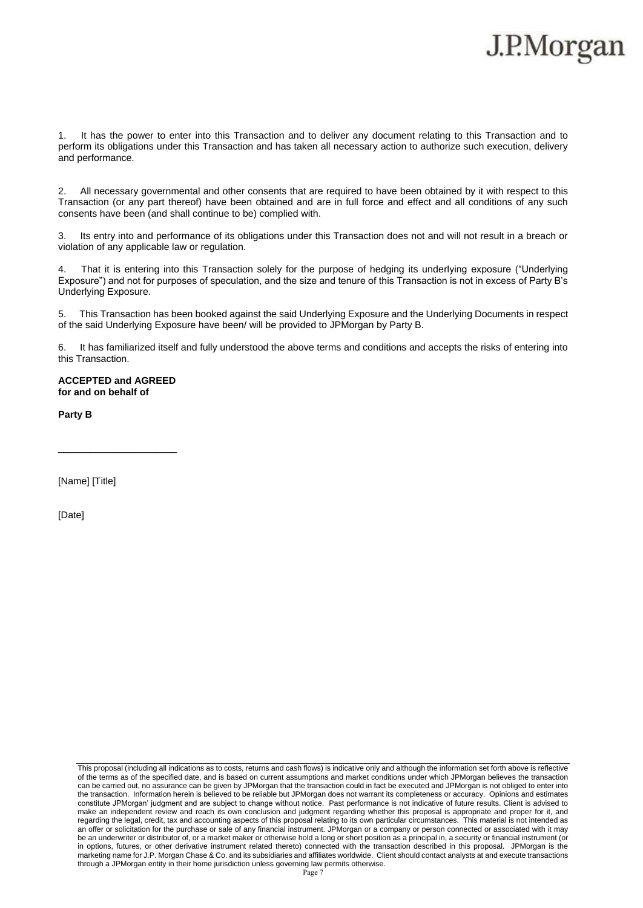1. It has the power to enter into this Transaction and to deliver any document relating to this Transaction and to perform its obligations under this Transaction and has taken all necessary action to authorize such execution, delivery and performance.

2. All necessary governmental and other consents that are required to have been obtained by it with respect to this Transaction (or any part thereof) have been obtained and are in full force and effect and all conditions of any such consents have been (and shall continue to be) complied with.

3. Its entry into and performance of its obligations under this Transaction does not and will not result in a breach or violation of any applicable law or regulation.

4. That it is entering into this Transaction solely for the purpose of hedging its underlying exposure ("Underlying Exposure") and not for purposes of speculation, and the size and tenure of this Transaction is not in excess of Party B's Underlying Exposure.

5. This Transaction has been booked against the said Underlying Exposure and the Underlying Documents in respect of the said Underlying Exposure have been/ will be provided to JPMorgan by Party B.

6. It has familiarized itself and fully understood the above terms and conditions and accepts the risks of entering into this Transaction.

**ACCEPTED and AGREED**
**for and on behalf of**

**Party B**

______________________

[Name] [Title]

[Date]

This proposal (including all indications as to costs, returns and cash flows) is indicative only and although the information set forth above is reflective of the terms as of the specified date, and is based on current assumptions and market conditions under which JPMorgan believes the transaction can be carried out, no assurance can be given by JPMorgan that the transaction could in fact be executed and JPMorgan is not obliged to enter into the transaction. Information herein is believed to be reliable but JPMorgan does not warrant its completeness or accuracy. Opinions and estimates constitute JPMorgan' judgment and are subject to change without notice. Past performance is not indicative of future results. Client is advised to make an independent review and reach its own conclusion and judgment regarding whether this proposal is appropriate and proper for it, and regarding the legal, credit, tax and accounting aspects of this proposal relating to its own particular circumstances. This material is not intended as an offer or solicitation for the purchase or sale of any financial instrument. JPMorgan or a company or person connected or associated with it may be an underwriter or distributor of, or a market maker or otherwise hold a long or short position as a principal in, a security or financial instrument (or in options, futures, or other derivative instrument related thereto) connected with the transaction described in this proposal. JPMorgan is the marketing name for J.P. Morgan Chase & Co. and its subsidiaries and affiliates worldwide. Client should contact analysts at and execute transactions through a JPMorgan entity in their home jurisdiction unless governing law permits otherwise.